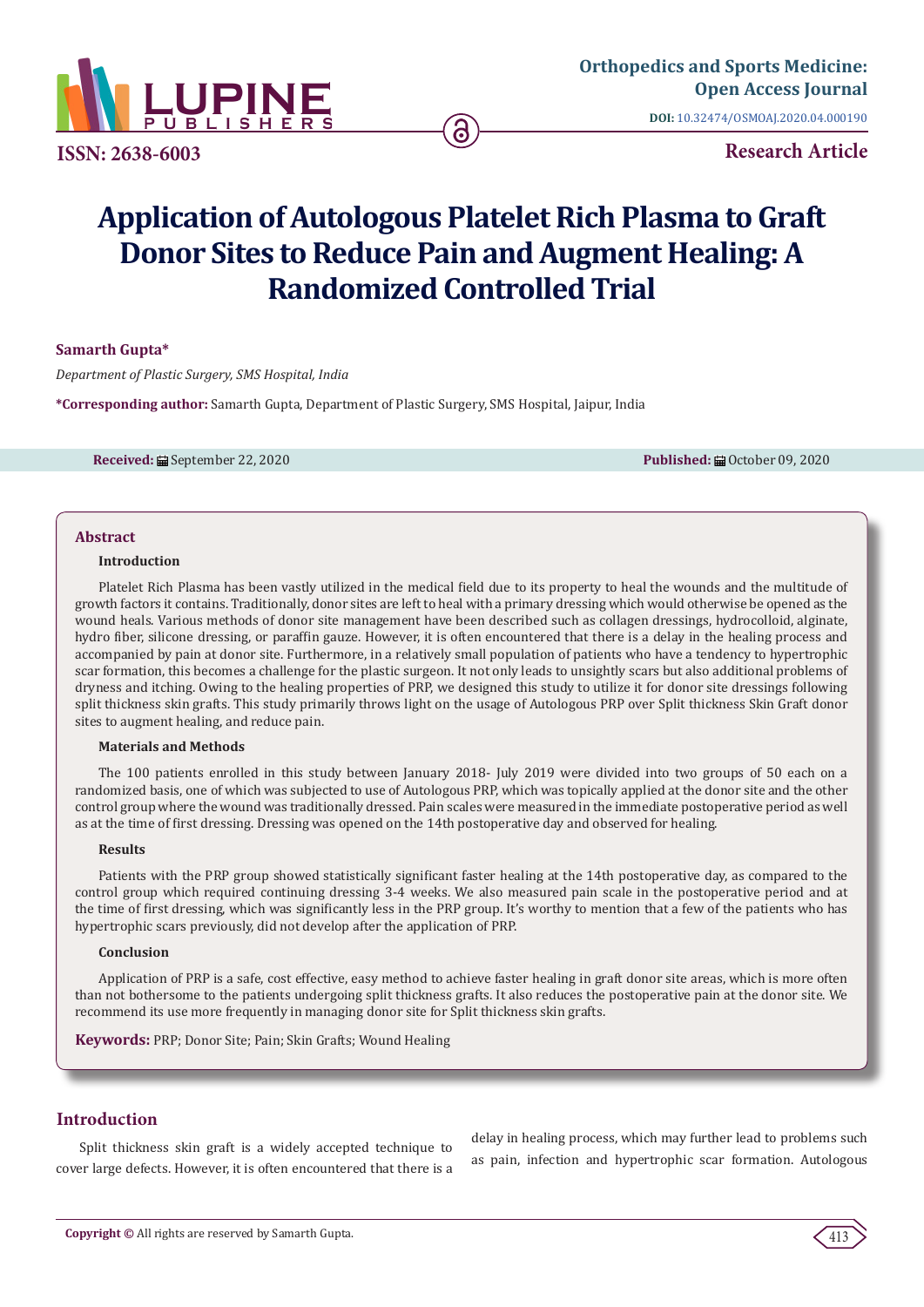Orthopedics and Sports Medicine: Open Access Journal

DOI: 10.32474/OSMOAJ.2020.04.000190

ISSN: 2638-6003

Research Article

# Application of Autologous Platelet Rich Plasma to Graft Donor Sites to Reduce Pain and Augment Healing: A Randomized Controlled Trial

**Samarth Gupta***

*Department of Plastic Surgery, SMS Hospital, India*

**\*Corresponding author:** Samarth Gupta, Department of Plastic Surgery, SMS Hospital, Jaipur, India

**Received:** September 22, 2020 **Published:** October 09, 2020

## Abstract

### Introduction

Platelet Rich Plasma has been vastly utilized in the medical field due to its property to heal the wounds and the multitude of growth factors it contains. Traditionally, donor sites are left to heal with a primary dressing which would otherwise be opened as the wound heals. Various methods of donor site management have been described such as collagen dressings, hydrocolloid, alginate, hydro fiber, silicone dressing, or paraffin gauze. However, it is often encountered that there is a delay in the healing process and accompanied by pain at donor site. Furthermore, in a relatively small population of patients who have a tendency to hypertrophic scar formation, this becomes a challenge for the plastic surgeon. It not only leads to unsightly scars but also additional problems of dryness and itching. Owing to the healing properties of PRP, we designed this study to utilize it for donor site dressings following split thickness skin grafts. This study primarily throws light on the usage of Autologous PRP over Split thickness Skin Graft donor sites to augment healing, and reduce pain.

### Materials and Methods

The 100 patients enrolled in this study between January 2018- July 2019 were divided into two groups of 50 each on a randomized basis, one of which was subjected to use of Autologous PRP, which was topically applied at the donor site and the other control group where the wound was traditionally dressed. Pain scales were measured in the immediate postoperative period as well as at the time of first dressing. Dressing was opened on the 14th postoperative day and observed for healing.

### Results

Patients with the PRP group showed statistically significant faster healing at the 14th postoperative day, as compared to the control group which required continuing dressing 3-4 weeks. We also measured pain scale in the postoperative period and at the time of first dressing, which was significantly less in the PRP group. It's worthy to mention that a few of the patients who has hypertrophic scars previously, did not develop after the application of PRP.

### Conclusion

Application of PRP is a safe, cost effective, easy method to achieve faster healing in graft donor site areas, which is more often than not bothersome to the patients undergoing split thickness grafts. It also reduces the postoperative pain at the donor site. We recommend its use more frequently in managing donor site for Split thickness skin grafts.

**Keywords:** PRP; Donor Site; Pain; Skin Grafts; Wound Healing

## Introduction

Split thickness skin graft is a widely accepted technique to cover large defects. However, it is often encountered that there is a delay in healing process, which may further lead to problems such as pain, infection and hypertrophic scar formation. Autologous

**Copyright ©** All rights are reserved by Samarth Gupta.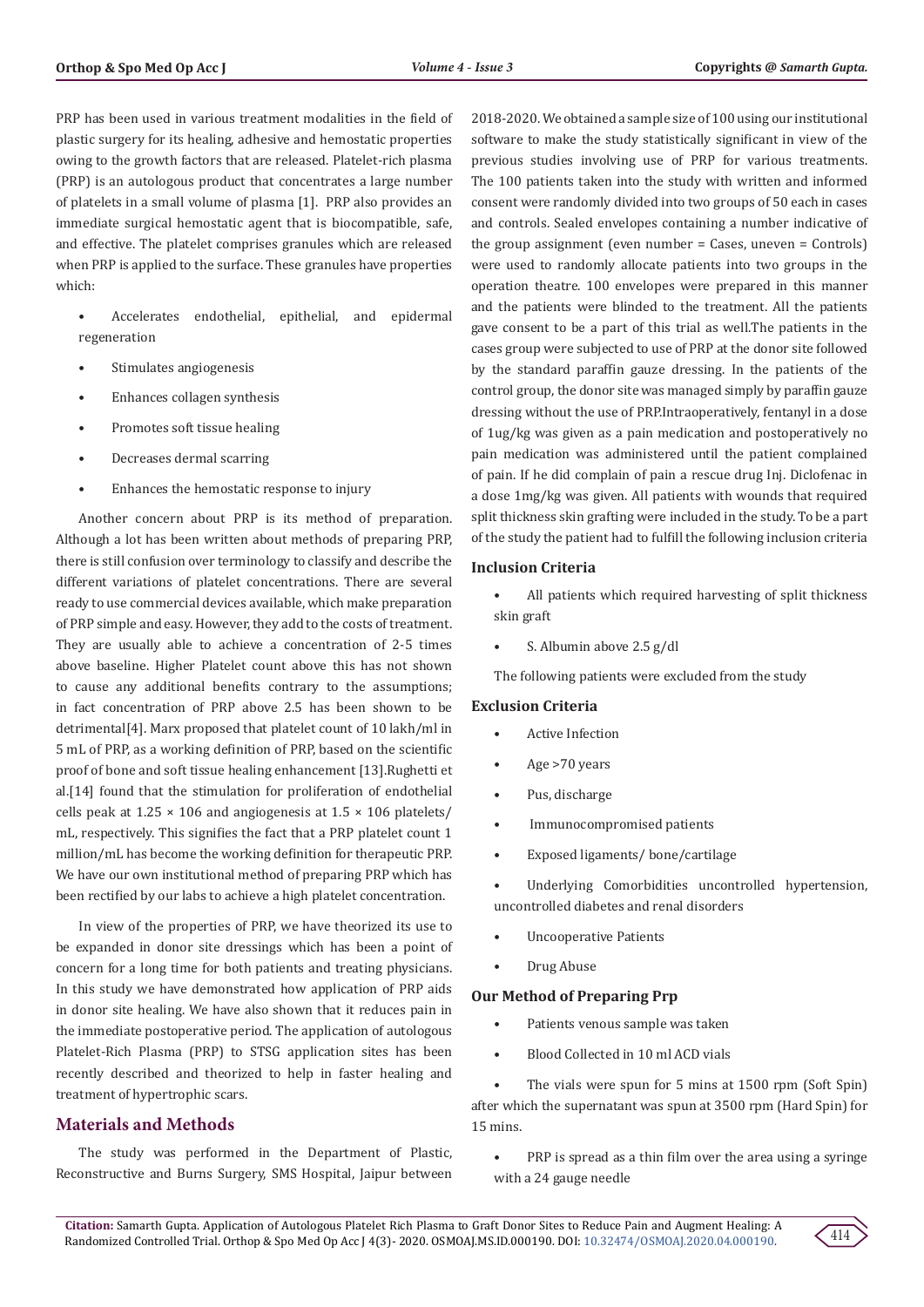PRP has been used in various treatment modalities in the field of plastic surgery for its healing, adhesive and hemostatic properties owing to the growth factors that are released. Platelet-rich plasma (PRP) is an autologous product that concentrates a large number of platelets in a small volume of plasma [1]. PRP also provides an immediate surgical hemostatic agent that is biocompatible, safe, and effective. The platelet comprises granules which are released when PRP is applied to the surface. These granules have properties which:

- Accelerates endothelial, epithelial, and epidermal regeneration
- Stimulates angiogenesis
- Enhances collagen synthesis
- Promotes soft tissue healing
- Decreases dermal scarring
- Enhances the hemostatic response to injury

Another concern about PRP is its method of preparation. Although a lot has been written about methods of preparing PRP, there is still confusion over terminology to classify and describe the different variations of platelet concentrations. There are several ready to use commercial devices available, which make preparation of PRP simple and easy. However, they add to the costs of treatment. They are usually able to achieve a concentration of 2-5 times above baseline. Higher Platelet count above this has not shown to cause any additional benefits contrary to the assumptions; in fact concentration of PRP above 2.5 has been shown to be detrimental[4]. Marx proposed that platelet count of 10 lakh/ml in 5 mL of PRP, as a working definition of PRP, based on the scientific proof of bone and soft tissue healing enhancement [13].Rughetti et al.[14] found that the stimulation for proliferation of endothelial cells peak at $1.25 \times 106$ and angiogenesis at $1.5 \times 106$ platelets/mL, respectively. This signifies the fact that a PRP platelet count 1 million/mL has become the working definition for therapeutic PRP. We have our own institutional method of preparing PRP which has been rectified by our labs to achieve a high platelet concentration.

In view of the properties of PRP, we have theorized its use to be expanded in donor site dressings which has been a point of concern for a long time for both patients and treating physicians. In this study we have demonstrated how application of PRP aids in donor site healing. We have also shown that it reduces pain in the immediate postoperative period. The application of autologous Platelet-Rich Plasma (PRP) to STSG application sites has been recently described and theorized to help in faster healing and treatment of hypertrophic scars.

## Materials and Methods

The study was performed in the Department of Plastic, Reconstructive and Burns Surgery, SMS Hospital, Jaipur between 2018-2020. We obtained a sample size of 100 using our institutional software to make the study statistically significant in view of the previous studies involving use of PRP for various treatments. The 100 patients taken into the study with written and informed consent were randomly divided into two groups of 50 each in cases and controls. Sealed envelopes containing a number indicative of the group assignment (even number = Cases, uneven = Controls) were used to randomly allocate patients into two groups in the operation theatre. 100 envelopes were prepared in this manner and the patients were blinded to the treatment. All the patients gave consent to be a part of this trial as well.The patients in the cases group were subjected to use of PRP at the donor site followed by the standard paraffin gauze dressing. In the patients of the control group, the donor site was managed simply by paraffin gauze dressing without the use of PRP.Intraoperatively, fentanyl in a dose of 1ug/kg was given as a pain medication and postoperatively no pain medication was administered until the patient complained of pain. If he did complain of pain a rescue drug Inj. Diclofenac in a dose 1mg/kg was given. All patients with wounds that required split thickness skin grafting were included in the study. To be a part of the study the patient had to fulfill the following inclusion criteria

### Inclusion Criteria

- All patients which required harvesting of split thickness skin graft
- S. Albumin above 2.5 g/dl

The following patients were excluded from the study

### Exclusion Criteria

- Active Infection
- Age >70 years
- Pus, discharge
- Immunocompromised patients
- Exposed ligaments/ bone/cartilage
- Underlying Comorbidities uncontrolled hypertension, uncontrolled diabetes and renal disorders
- Uncooperative Patients
- Drug Abuse

### Our Method of Preparing Prp

- Patients venous sample was taken
- Blood Collected in 10 ml ACD vials
- The vials were spun for 5 mins at 1500 rpm (Soft Spin) after which the supernatant was spun at 3500 rpm (Hard Spin) for 15 mins.
- PRP is spread as a thin film over the area using a syringe with a 24 gauge needle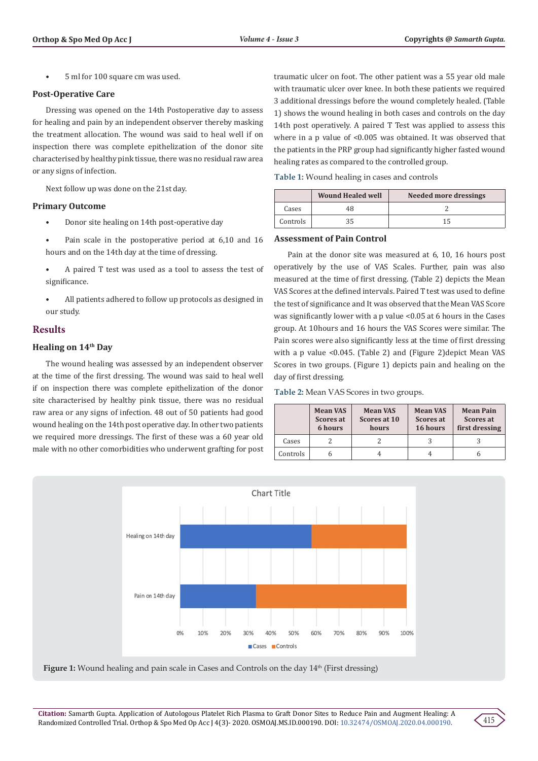- 5 ml for 100 square cm was used.

### Post-Operative Care

Dressing was opened on the 14th Postoperative day to assess for healing and pain by an independent observer thereby masking the treatment allocation. The wound was said to heal well if on inspection there was complete epithelization of the donor site characterised by healthy pink tissue, there was no residual raw area or any signs of infection.

Next follow up was done on the 21st day.

### Primary Outcome

- Donor site healing on 14th post-operative day
- Pain scale in the postoperative period at 6,10 and 16 hours and on the 14th day at the time of dressing.
- A paired T test was used as a tool to assess the test of significance.
- All patients adhered to follow up protocols as designed in our study.

## Results

### Healing on 14th Day

The wound healing was assessed by an independent observer at the time of the first dressing. The wound was said to heal well if on inspection there was complete epithelization of the donor site characterised by healthy pink tissue, there was no residual raw area or any signs of infection. 48 out of 50 patients had good wound healing on the 14th post operative day. In other two patients we required more dressings. The first of these was a 60 year old male with no other comorbidities who underwent grafting for post traumatic ulcer on foot. The other patient was a 55 year old male with traumatic ulcer over knee. In both these patients we required 3 additional dressings before the wound completely healed. (Table 1) shows the wound healing in both cases and controls on the day 14th post operatively. A paired T Test was applied to assess this where in a p value of <0.005 was obtained. It was observed that the patients in the PRP group had significantly higher fasted wound healing rates as compared to the controlled group.

**Table 1:** Wound healing in cases and controls

| | Wound Healed well | Needed more dressings |
|---|---|---|
| Cases | 48 | 2 |
| Controls | 35 | 15 |

### Assessment of Pain Control

Pain at the donor site was measured at 6, 10, 16 hours post operatively by the use of VAS Scales. Further, pain was also measured at the time of first dressing. (Table 2) depicts the Mean VAS Scores at the defined intervals. Paired T test was used to define the test of significance and It was observed that the Mean VAS Score was significantly lower with a p value <0.05 at 6 hours in the Cases group. At 10hours and 16 hours the VAS Scores were similar. The Pain scores were also significantly less at the time of first dressing with a p value <0.045. (Table 2) and (Figure 2)depict Mean VAS Scores in two groups. (Figure 1) depicts pain and healing on the day of first dressing.

**Table 2:** Mean VAS Scores in two groups.

| | Mean VAS Scores at 6 hours | Mean VAS Scores at 10 hours | Mean VAS Scores at 16 hours | Mean Pain Scores at first dressing |
|---|---|---|---|---|
| Cases | 2 | 2 | 3 | 3 |
| Controls | 6 | 4 | 4 | 6 |

**Figure 1:** Wound healing and pain scale in Cases and Controls on the day 14th (First dressing)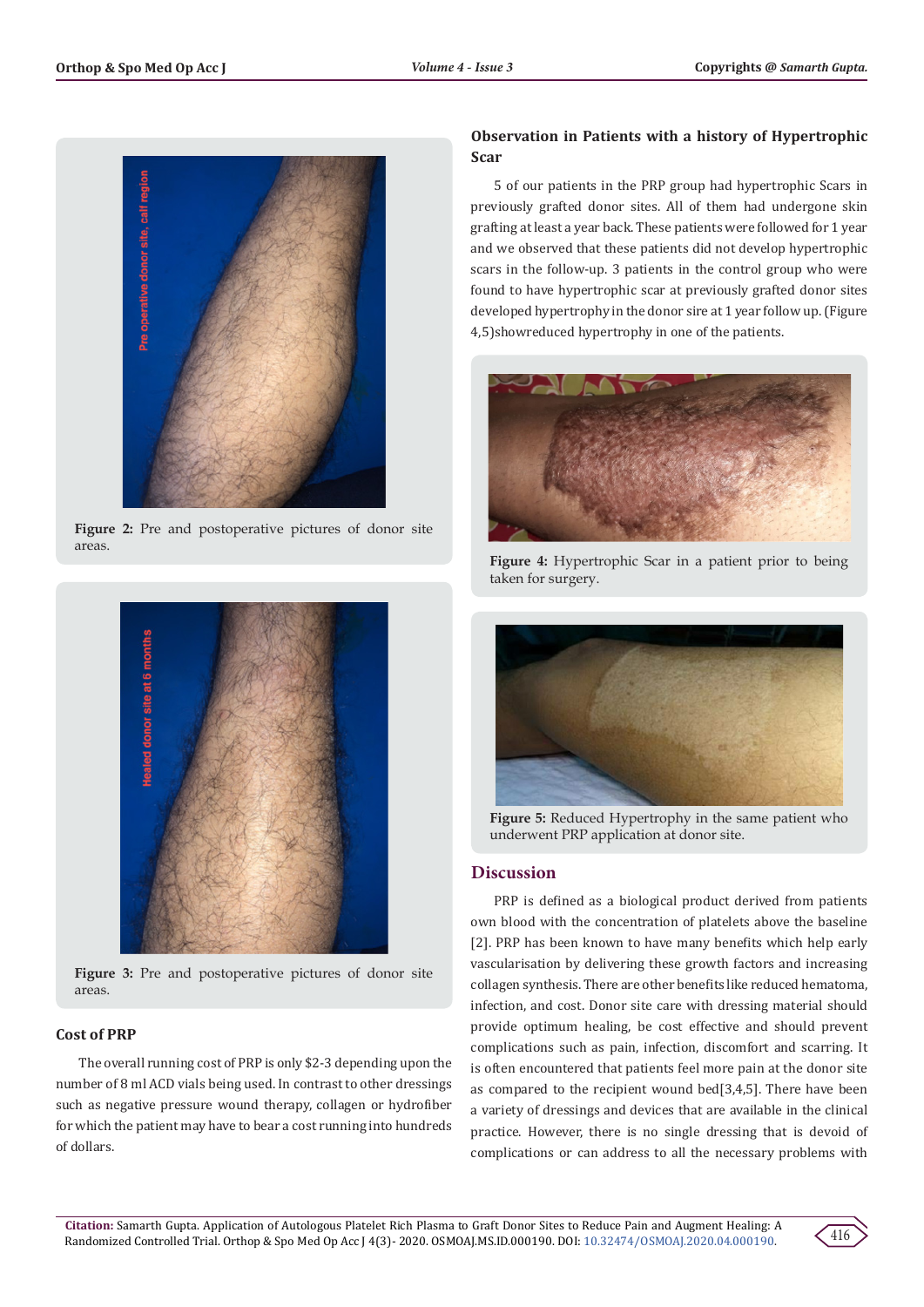Figure 2: Pre and postoperative pictures of donor site areas.

Figure 3: Pre and postoperative pictures of donor site areas.

### Cost of PRP

The overall running cost of PRP is only $2-3 depending upon the number of 8 ml ACD vials being used. In contrast to other dressings such as negative pressure wound therapy, collagen or hydrofiber for which the patient may have to bear a cost running into hundreds of dollars.

### Observation in Patients with a history of Hypertrophic Scar

5 of our patients in the PRP group had hypertrophic Scars in previously grafted donor sites. All of them had undergone skin grafting at least a year back. These patients were followed for 1 year and we observed that these patients did not develop hypertrophic scars in the follow-up. 3 patients in the control group who were found to have hypertrophic scar at previously grafted donor sites developed hypertrophy in the donor sire at 1 year follow up. (Figure 4,5)showreduced hypertrophy in one of the patients.

Figure 4: Hypertrophic Scar in a patient prior to being taken for surgery.

Figure 5: Reduced Hypertrophy in the same patient who underwent PRP application at donor site.

## Discussion

PRP is defined as a biological product derived from patients own blood with the concentration of platelets above the baseline [2]. PRP has been known to have many benefits which help early vascularisation by delivering these growth factors and increasing collagen synthesis. There are other benefits like reduced hematoma, infection, and cost. Donor site care with dressing material should provide optimum healing, be cost effective and should prevent complications such as pain, infection, discomfort and scarring. It is often encountered that patients feel more pain at the donor site as compared to the recipient wound bed[3,4,5]. There have been a variety of dressings and devices that are available in the clinical practice. However, there is no single dressing that is devoid of complications or can address to all the necessary problems with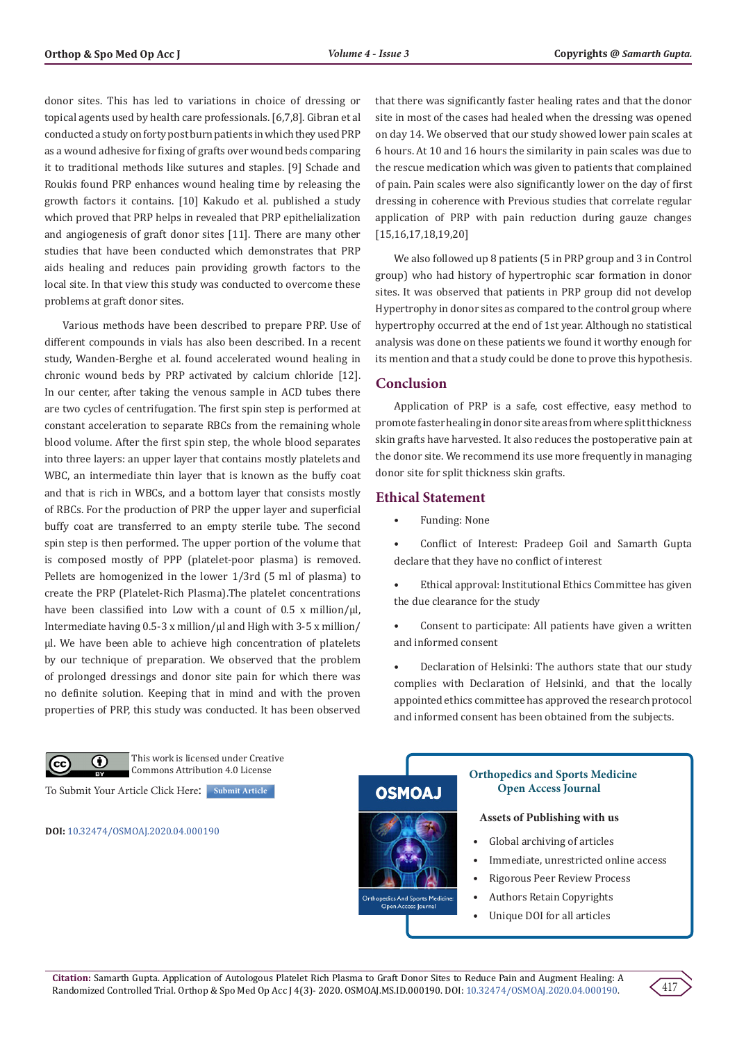donor sites. This has led to variations in choice of dressing or topical agents used by health care professionals. [6,7,8]. Gibran et al conducted a study on forty post burn patients in which they used PRP as a wound adhesive for fixing of grafts over wound beds comparing it to traditional methods like sutures and staples. [9] Schade and Roukis found PRP enhances wound healing time by releasing the growth factors it contains. [10] Kakudo et al. published a study which proved that PRP helps in revealed that PRP epithelialization and angiogenesis of graft donor sites [11]. There are many other studies that have been conducted which demonstrates that PRP aids healing and reduces pain providing growth factors to the local site. In that view this study was conducted to overcome these problems at graft donor sites.

Various methods have been described to prepare PRP. Use of different compounds in vials has also been described. In a recent study, Wanden-Berghe et al. found accelerated wound healing in chronic wound beds by PRP activated by calcium chloride [12]. In our center, after taking the venous sample in ACD tubes there are two cycles of centrifugation. The first spin step is performed at constant acceleration to separate RBCs from the remaining whole blood volume. After the first spin step, the whole blood separates into three layers: an upper layer that contains mostly platelets and WBC, an intermediate thin layer that is known as the buffy coat and that is rich in WBCs, and a bottom layer that consists mostly of RBCs. For the production of PRP the upper layer and superficial buffy coat are transferred to an empty sterile tube. The second spin step is then performed. The upper portion of the volume that is composed mostly of PPP (platelet-poor plasma) is removed. Pellets are homogenized in the lower 1/3rd (5 ml of plasma) to create the PRP (Platelet-Rich Plasma).The platelet concentrations have been classified into Low with a count of 0.5 x million/µl, Intermediate having 0.5-3 x million/µl and High with 3-5 x million/µl. We have been able to achieve high concentration of platelets by our technique of preparation. We observed that the problem of prolonged dressings and donor site pain for which there was no definite solution. Keeping that in mind and with the proven properties of PRP, this study was conducted. It has been observed that there was significantly faster healing rates and that the donor site in most of the cases had healed when the dressing was opened on day 14. We observed that our study showed lower pain scales at 6 hours. At 10 and 16 hours the similarity in pain scales was due to the rescue medication which was given to patients that complained of pain. Pain scales were also significantly lower on the day of first dressing in coherence with Previous studies that correlate regular application of PRP with pain reduction during gauze changes [15,16,17,18,19,20]

We also followed up 8 patients (5 in PRP group and 3 in Control group) who had history of hypertrophic scar formation in donor sites. It was observed that patients in PRP group did not develop Hypertrophy in donor sites as compared to the control group where hypertrophy occurred at the end of 1st year. Although no statistical analysis was done on these patients we found it worthy enough for its mention and that a study could be done to prove this hypothesis.

## Conclusion

Application of PRP is a safe, cost effective, easy method to promote faster healing in donor site areas from where split thickness skin grafts have harvested. It also reduces the postoperative pain at the donor site. We recommend its use more frequently in managing donor site for split thickness skin grafts.

## Ethical Statement

- Funding: None
- Conflict of Interest: Pradeep Goil and Samarth Gupta declare that they have no conflict of interest
- Ethical approval: Institutional Ethics Committee has given the due clearance for the study
- Consent to participate: All patients have given a written and informed consent
- Declaration of Helsinki: The authors state that our study complies with Declaration of Helsinki, and that the locally appointed ethics committee has approved the research protocol and informed consent has been obtained from the subjects.

This work is licensed under Creative Commons Attribution 4.0 License

To Submit Your Article Click Here: Submit Article

**DOI:** 10.32474/OSMOAJ.2020.04.000190

**Orthopedics and Sports Medicine Open Access Journal**

**Assets of Publishing with us**

- Global archiving of articles
- Immediate, unrestricted online access
- Rigorous Peer Review Process
- Authors Retain Copyrights
- Unique DOI for all articles